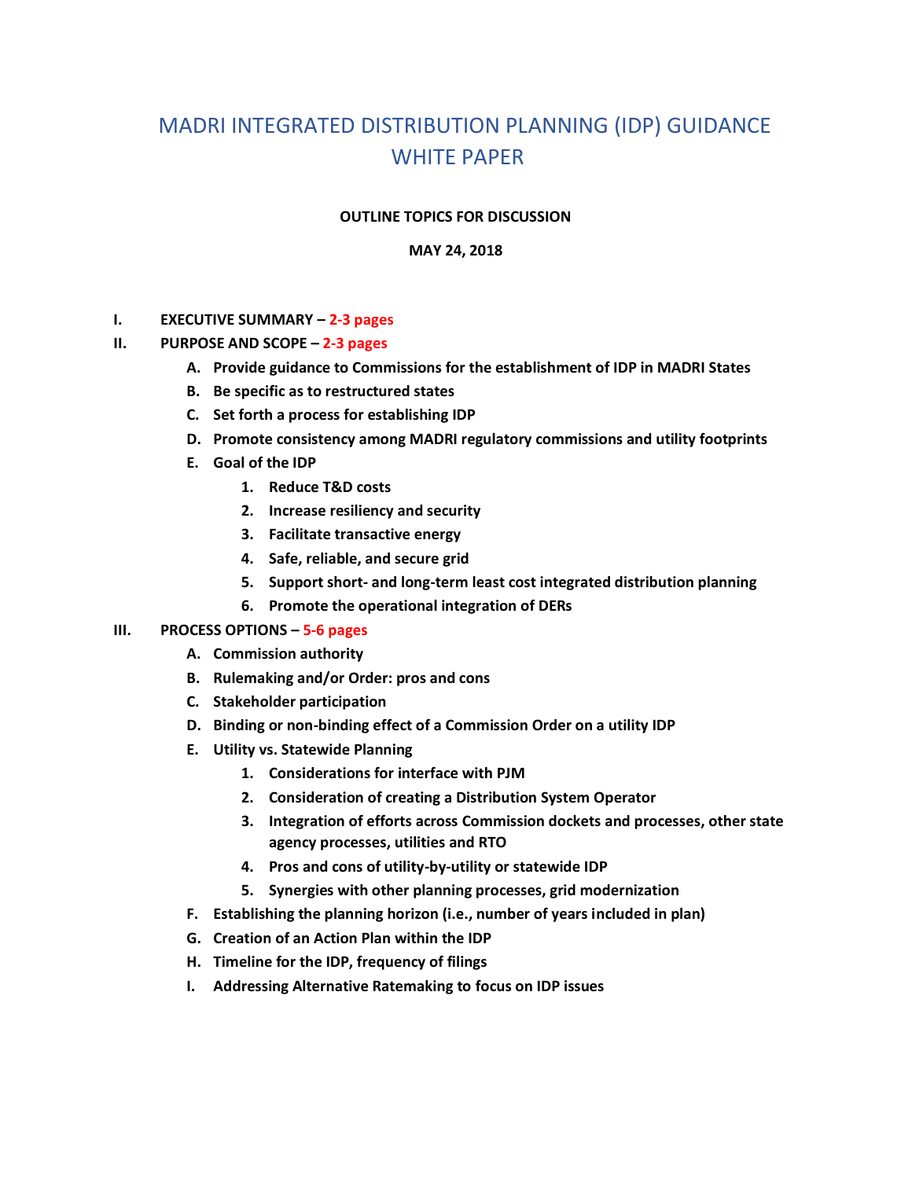# MADRI INTEGRATED DISTRIBUTION PLANNING (IDP) GUIDANCE WHITE PAPER

**OUTLINE TOPICS FOR DISCUSSION**

**MAY 24, 2018**

**I. EXECUTIVE SUMMARY – 2-3 pages**

**II. PURPOSE AND SCOPE – 2-3 pages**

- **A. Provide guidance to Commissions for the establishment of IDP in MADRI States**
- **B. Be specific as to restructured states**
- **C. Set forth a process for establishing IDP**
- **D. Promote consistency among MADRI regulatory commissions and utility footprints**
- **E. Goal of the IDP**
  1. **Reduce T&D costs**
  2. **Increase resiliency and security**
  3. **Facilitate transactive energy**
  4. **Safe, reliable, and secure grid**
  5. **Support short- and long-term least cost integrated distribution planning**
  6. **Promote the operational integration of DERs**

**III. PROCESS OPTIONS – 5-6 pages**

- **A. Commission authority**
- **B. Rulemaking and/or Order: pros and cons**
- **C. Stakeholder participation**
- **D. Binding or non-binding effect of a Commission Order on a utility IDP**
- **E. Utility vs. Statewide Planning**
  1. **Considerations for interface with PJM**
  2. **Consideration of creating a Distribution System Operator**
  3. **Integration of efforts across Commission dockets and processes, other state agency processes, utilities and RTO**
  4. **Pros and cons of utility-by-utility or statewide IDP**
  5. **Synergies with other planning processes, grid modernization**
- **F. Establishing the planning horizon (i.e., number of years included in plan)**
- **G. Creation of an Action Plan within the IDP**
- **H. Timeline for the IDP, frequency of filings**
- **I. Addressing Alternative Ratemaking to focus on IDP issues**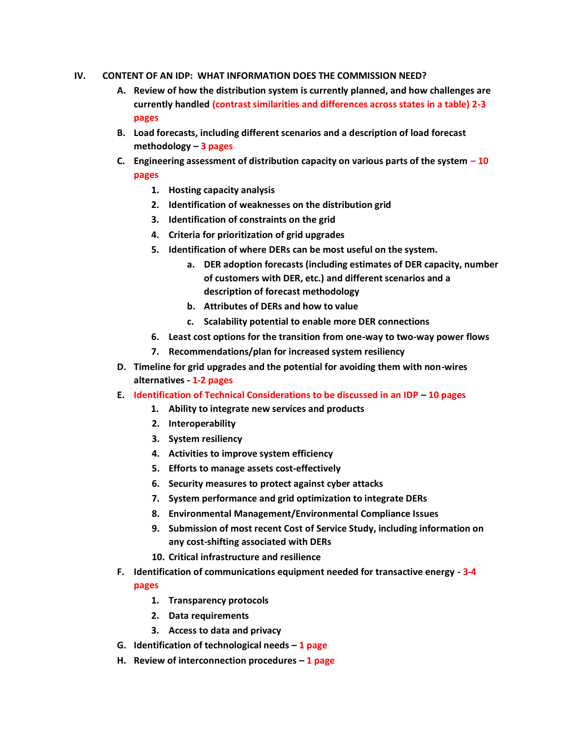**IV. CONTENT OF AN IDP: WHAT INFORMATION DOES THE COMMISSION NEED?**

- **A. Review of how the distribution system is currently planned, and how challenges are currently handled (contrast similarities and differences across states in a table) 2-3 pages**
- **B. Load forecasts, including different scenarios and a description of load forecast methodology – 3 pages**
- **C. Engineering assessment of distribution capacity on various parts of the system – 10 pages**
  1. **Hosting capacity analysis**
  2. **Identification of weaknesses on the distribution grid**
  3. **Identification of constraints on the grid**
  4. **Criteria for prioritization of grid upgrades**
  5. **Identification of where DERs can be most useful on the system.**
     - a. **DER adoption forecasts (including estimates of DER capacity, number of customers with DER, etc.) and different scenarios and a description of forecast methodology**
     - b. **Attributes of DERs and how to value**
     - c. **Scalability potential to enable more DER connections**
  6. **Least cost options for the transition from one-way to two-way power flows**
  7. **Recommendations/plan for increased system resiliency**
- **D. Timeline for grid upgrades and the potential for avoiding them with non-wires alternatives - 1-2 pages**
- **E. Identification of Technical Considerations to be discussed in an IDP – 10 pages**
  1. **Ability to integrate new services and products**
  2. **Interoperability**
  3. **System resiliency**
  4. **Activities to improve system efficiency**
  5. **Efforts to manage assets cost-effectively**
  6. **Security measures to protect against cyber attacks**
  7. **System performance and grid optimization to integrate DERs**
  8. **Environmental Management/Environmental Compliance Issues**
  9. **Submission of most recent Cost of Service Study, including information on any cost-shifting associated with DERs**
  10. **Critical infrastructure and resilience**
- **F. Identification of communications equipment needed for transactive energy - 3-4 pages**
  1. **Transparency protocols**
  2. **Data requirements**
  3. **Access to data and privacy**
- **G. Identification of technological needs – 1 page**
- **H. Review of interconnection procedures – 1 page**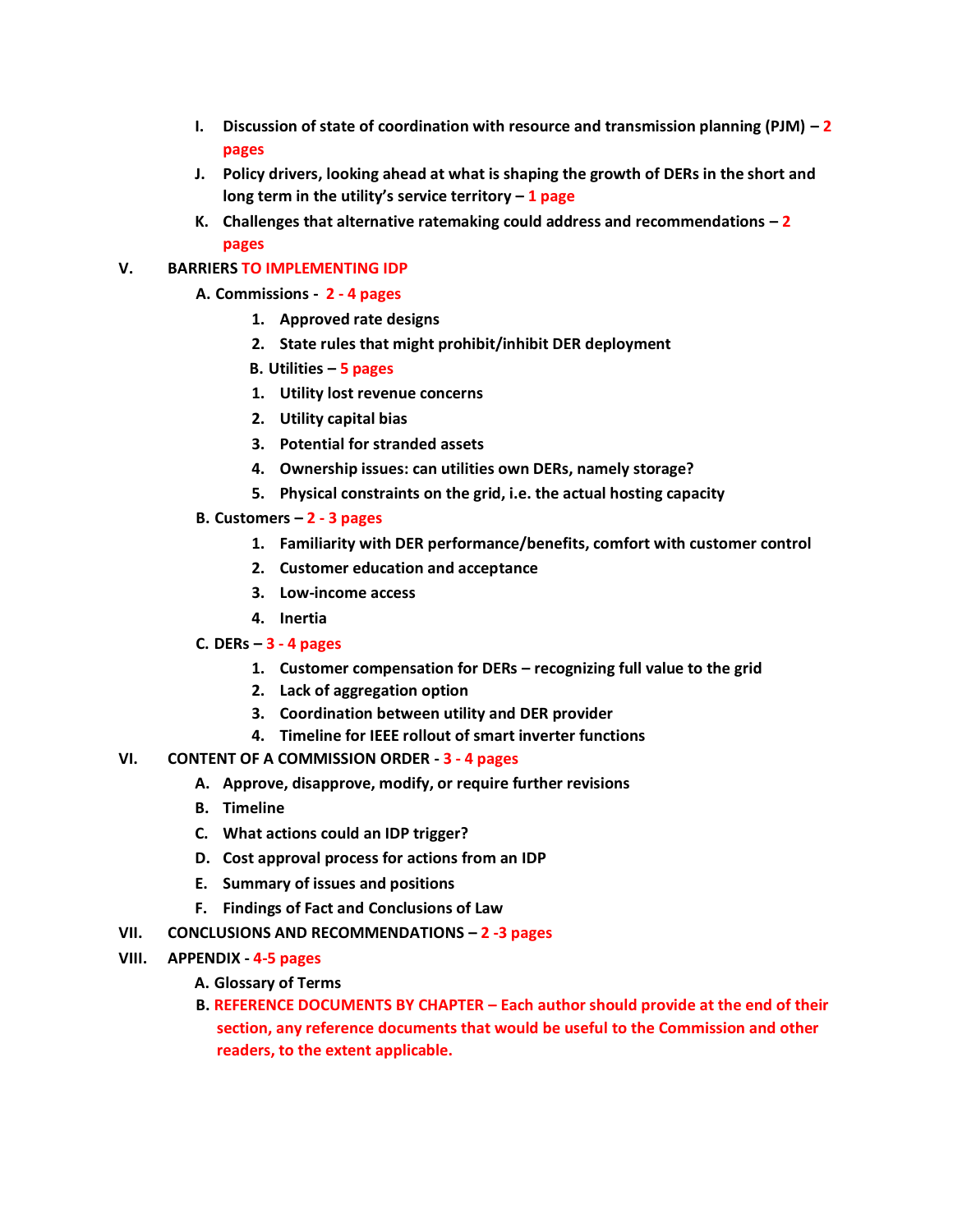I. **Discussion of state of coordination with resource and transmission planning (PJM) – 2 pages**

J. **Policy drivers, looking ahead at what is shaping the growth of DERs in the short and long term in the utility's service territory – 1 page**

K. **Challenges that alternative ratemaking could address and recommendations – 2 pages**

**V. BARRIERS TO IMPLEMENTING IDP**

- **A. Commissions - 2 - 4 pages**
  1. **Approved rate designs**
  2. **State rules that might prohibit/inhibit DER deployment**
- **B. Utilities – 5 pages**
  1. **Utility lost revenue concerns**
  2. **Utility capital bias**
  3. **Potential for stranded assets**
  4. **Ownership issues: can utilities own DERs, namely storage?**
  5. **Physical constraints on the grid, i.e. the actual hosting capacity**
- **B. Customers – 2 - 3 pages**
  1. **Familiarity with DER performance/benefits, comfort with customer control**
  2. **Customer education and acceptance**
  3. **Low-income access**
  4. **Inertia**
- **C. DERs – 3 - 4 pages**
  1. **Customer compensation for DERs – recognizing full value to the grid**
  2. **Lack of aggregation option**
  3. **Coordination between utility and DER provider**
  4. **Timeline for IEEE rollout of smart inverter functions**

**VI. CONTENT OF A COMMISSION ORDER - 3 - 4 pages**

- **A. Approve, disapprove, modify, or require further revisions**
- **B. Timeline**
- **C. What actions could an IDP trigger?**
- **D. Cost approval process for actions from an IDP**
- **E. Summary of issues and positions**
- **F. Findings of Fact and Conclusions of Law**

**VII. CONCLUSIONS AND RECOMMENDATIONS – 2 -3 pages**

**VIII. APPENDIX - 4-5 pages**

- **A. Glossary of Terms**
- **B. REFERENCE DOCUMENTS BY CHAPTER – Each author should provide at the end of their section, any reference documents that would be useful to the Commission and other readers, to the extent applicable.**